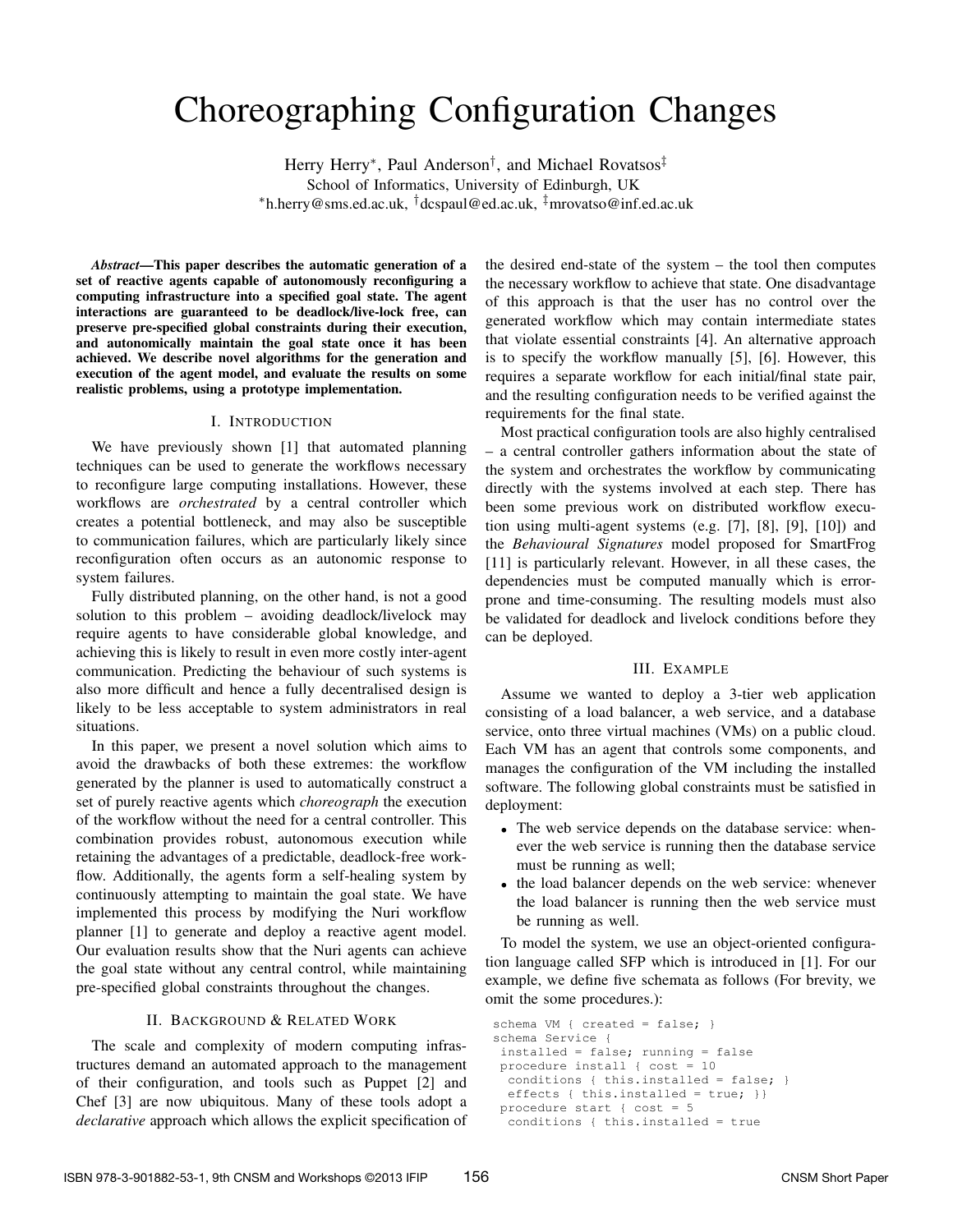# Choreographing Configuration Changes

Herry Herry*, Paul Anderson†, and Michael Rovatsos‡

School of Informatics, University of Edinburgh, UK

*h.herry@sms.ed.ac.uk, †dcspaul@ed.ac.uk, ‡mrovatso@inf.ed.ac.uk

***Abstract*—This paper describes the automatic generation of a set of reactive agents capable of autonomously reconfiguring a computing infrastructure into a specified goal state. The agent interactions are guaranteed to be deadlock/live-lock free, can preserve pre-specified global constraints during their execution, and autonomically maintain the goal state once it has been achieved. We describe novel algorithms for the generation and execution of the agent model, and evaluate the results on some realistic problems, using a prototype implementation.**

## I. Introduction

We have previously shown [1] that automated planning techniques can be used to generate the workflows necessary to reconfigure large computing installations. However, these workflows are *orchestrated* by a central controller which creates a potential bottleneck, and may also be susceptible to communication failures, which are particularly likely since reconfiguration often occurs as an autonomic response to system failures.

Fully distributed planning, on the other hand, is not a good solution to this problem – avoiding deadlock/livelock may require agents to have considerable global knowledge, and achieving this is likely to result in even more costly inter-agent communication. Predicting the behaviour of such systems is also more difficult and hence a fully decentralised design is likely to be less acceptable to system administrators in real situations.

In this paper, we present a novel solution which aims to avoid the drawbacks of both these extremes: the workflow generated by the planner is used to automatically construct a set of purely reactive agents which *choreograph* the execution of the workflow without the need for a central controller. This combination provides robust, autonomous execution while retaining the advantages of a predictable, deadlock-free workflow. Additionally, the agents form a self-healing system by continuously attempting to maintain the goal state. We have implemented this process by modifying the Nuri workflow planner [1] to generate and deploy a reactive agent model. Our evaluation results show that the Nuri agents can achieve the goal state without any central control, while maintaining pre-specified global constraints throughout the changes.

## II. Background & Related Work

The scale and complexity of modern computing infrastructures demand an automated approach to the management of their configuration, and tools such as Puppet [2] and Chef [3] are now ubiquitous. Many of these tools adopt a *declarative* approach which allows the explicit specification of the desired end-state of the system – the tool then computes the necessary workflow to achieve that state. One disadvantage of this approach is that the user has no control over the generated workflow which may contain intermediate states that violate essential constraints [4]. An alternative approach is to specify the workflow manually [5], [6]. However, this requires a separate workflow for each initial/final state pair, and the resulting configuration needs to be verified against the requirements for the final state.

Most practical configuration tools are also highly centralised – a central controller gathers information about the state of the system and orchestrates the workflow by communicating directly with the systems involved at each step. There has been some previous work on distributed workflow execution using multi-agent systems (e.g. [7], [8], [9], [10]) and the *Behavioural Signatures* model proposed for SmartFrog [11] is particularly relevant. However, in all these cases, the dependencies must be computed manually which is error-prone and time-consuming. The resulting models must also be validated for deadlock and livelock conditions before they can be deployed.

## III. Example

Assume we wanted to deploy a 3-tier web application consisting of a load balancer, a web service, and a database service, onto three virtual machines (VMs) on a public cloud. Each VM has an agent that controls some components, and manages the configuration of the VM including the installed software. The following global constraints must be satisfied in deployment:

- The web service depends on the database service: whenever the web service is running then the database service must be running as well;
- the load balancer depends on the web service: whenever the load balancer is running then the web service must be running as well.

To model the system, we use an object-oriented configuration language called SFP which is introduced in [1]. For our example, we define five schemata as follows (For brevity, we omit the some procedures.):

```
schema VM { created = false; }
schema Service {
 installed = false; running = false
 procedure install { cost = 10
  conditions { this.installed = false; }
  effects { this.installed = true; }}
 procedure start { cost = 5
  conditions { this.installed = true
```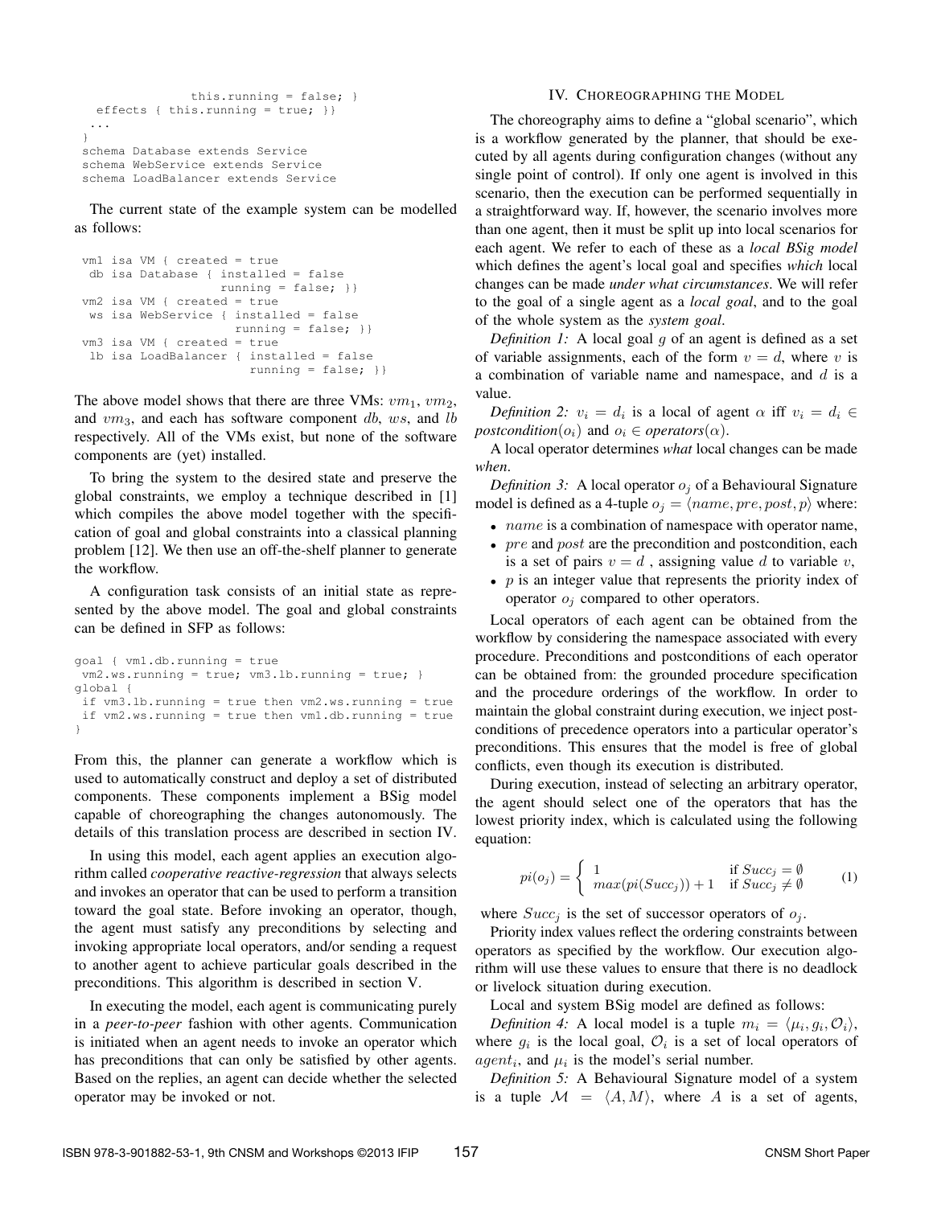```
            this.running = false; }
  effects { this.running = true; }}
 ...
}
schema Database extends Service
schema WebService extends Service
schema LoadBalancer extends Service
```

The current state of the example system can be modelled as follows:

```
vm1 isa VM { created = true
 db isa Database { installed = false
                   running = false; }}
vm2 isa VM { created = true
 ws isa WebService { installed = false
                     running = false; }}
vm3 isa VM { created = true
 lb isa LoadBalancer { installed = false
                       running = false; }}
```

The above model shows that there are three VMs: $vm_1$, $vm_2$, and $vm_3$, and each has software component $db$, $ws$, and $lb$ respectively. All of the VMs exist, but none of the software components are (yet) installed.

To bring the system to the desired state and preserve the global constraints, we employ a technique described in [1] which compiles the above model together with the specification of goal and global constraints into a classical planning problem [12]. We then use an off-the-shelf planner to generate the workflow.

A configuration task consists of an initial state as represented by the above model. The goal and global constraints can be defined in SFP as follows:

```
goal { vm1.db.running = true
 vm2.ws.running = true; vm3.lb.running = true; }
global {
 if vm3.lb.running = true then vm2.ws.running = true
 if vm2.ws.running = true then vm1.db.running = true
}
```

From this, the planner can generate a workflow which is used to automatically construct and deploy a set of distributed components. These components implement a BSig model capable of choreographing the changes autonomously. The details of this translation process are described in section IV.

In using this model, each agent applies an execution algorithm called *cooperative reactive-regression* that always selects and invokes an operator that can be used to perform a transition toward the goal state. Before invoking an operator, though, the agent must satisfy any preconditions by selecting and invoking appropriate local operators, and/or sending a request to another agent to achieve particular goals described in the preconditions. This algorithm is described in section V.

In executing the model, each agent is communicating purely in a *peer-to-peer* fashion with other agents. Communication is initiated when an agent needs to invoke an operator which has preconditions that can only be satisfied by other agents. Based on the replies, an agent can decide whether the selected operator may be invoked or not.

## IV. Choreographing the Model

The choreography aims to define a "global scenario", which is a workflow generated by the planner, that should be executed by all agents during configuration changes (without any single point of control). If only one agent is involved in this scenario, then the execution can be performed sequentially in a straightforward way. If, however, the scenario involves more than one agent, then it must be split up into local scenarios for each agent. We refer to each of these as a *local BSig model* which defines the agent's local goal and specifies *which* local changes can be made *under what circumstances*. We will refer to the goal of a single agent as a *local goal*, and to the goal of the whole system as the *system goal*.

*Definition 1:* A local goal $g$ of an agent is defined as a set of variable assignments, each of the form $v = d$, where $v$ is a combination of variable name and namespace, and $d$ is a value.

*Definition 2:* $v_i = d_i$ is a local of agent $\alpha$ iff $v_i = d_i \in$ *postcondition*$(o_i)$ and $o_i \in$ *operators*$(\alpha)$.

A local operator determines *what* local changes can be made *when*.

*Definition 3:* A local operator $o_j$ of a Behavioural Signature model is defined as a 4-tuple $o_j = \langle name, pre, post, p \rangle$ where:

- $name$ is a combination of namespace with operator name,
- $pre$ and $post$ are the precondition and postcondition, each is a set of pairs $v = d$ , assigning value $d$ to variable $v$,
- $p$ is an integer value that represents the priority index of operator $o_j$ compared to other operators.

Local operators of each agent can be obtained from the workflow by considering the namespace associated with every procedure. Preconditions and postconditions of each operator can be obtained from: the grounded procedure specification and the procedure orderings of the workflow. In order to maintain the global constraint during execution, we inject postconditions of precedence operators into a particular operator's preconditions. This ensures that the model is free of global conflicts, even though its execution is distributed.

During execution, instead of selecting an arbitrary operator, the agent should select one of the operators that has the lowest priority index, which is calculated using the following equation:

$$pi(o_j) = \begin{cases} 1 & \text{if } Succ_j = \emptyset \\ max(pi(Succ_j)) + 1 & \text{if } Succ_j \neq \emptyset \end{cases} \quad (1)$$

where $Succ_j$ is the set of successor operators of $o_j$.

Priority index values reflect the ordering constraints between operators as specified by the workflow. Our execution algorithm will use these values to ensure that there is no deadlock or livelock situation during execution.

Local and system BSig model are defined as follows:

*Definition 4:* A local model is a tuple $m_i = \langle \mu_i, g_i, \mathcal{O}_i \rangle$, where $g_i$ is the local goal, $\mathcal{O}_i$ is a set of local operators of $agent_i$, and $\mu_i$ is the model's serial number.

*Definition 5:* A Behavioural Signature model of a system is a tuple $\mathcal{M} = \langle A, M \rangle$, where $A$ is a set of agents,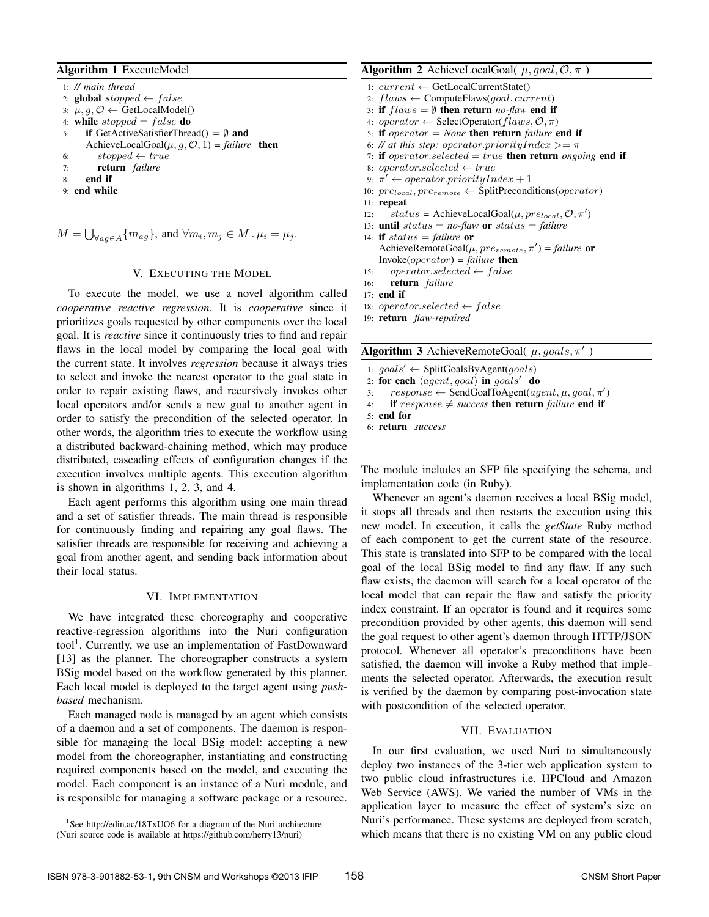**Algorithm 1** ExecuteModel

```
1: // main thread
2: global stopped ← false
3: μ, g, O ← GetLocalModel()
4: while stopped = false do
5:   if GetActiveSatisfierThread() = ∅ and
     AchieveLocalGoal(μ, g, O, 1) = failure then
6:     stopped ← true
7:     return failure
8:   end if
9: end while
```

$M = \bigcup_{\forall ag \in A} \{m_{ag}\}$, and $\forall m_i, m_j \in M \,.\, \mu_i = \mu_j$.

## V. Executing the Model

To execute the model, we use a novel algorithm called *cooperative reactive regression*. It is *cooperative* since it prioritizes goals requested by other components over the local goal. It is *reactive* since it continuously tries to find and repair flaws in the local model by comparing the local goal with the current state. It involves *regression* because it always tries to select and invoke the nearest operator to the goal state in order to repair existing flaws, and recursively invokes other local operators and/or sends a new goal to another agent in order to satisfy the precondition of the selected operator. In other words, the algorithm tries to execute the workflow using a distributed backward-chaining method, which may produce distributed, cascading effects of configuration changes if the execution involves multiple agents. This execution algorithm is shown in algorithms 1, 2, 3, and 4.

Each agent performs this algorithm using one main thread and a set of satisfier threads. The main thread is responsible for continuously finding and repairing any goal flaws. The satisfier threads are responsible for receiving and achieving a goal from another agent, and sending back information about their local status.

## VI. Implementation

We have integrated these choreography and cooperative reactive-regression algorithms into the Nuri configuration tool[1]. Currently, we use an implementation of FastDownward [13] as the planner. The choreographer constructs a system BSig model based on the workflow generated by this planner. Each local model is deployed to the target agent using *push-based* mechanism.

Each managed node is managed by an agent which consists of a daemon and a set of components. The daemon is responsible for managing the local BSig model: accepting a new model from the choreographer, instantiating and constructing required components based on the model, and executing the model. Each component is an instance of a Nuri module, and is responsible for managing a software package or a resource.

[1]See http://edin.ac/18TxUO6 for a diagram of the Nuri architecture (Nuri source code is available at https://github.com/herry13/nuri)

**Algorithm 2** AchieveLocalGoal( $\mu, goal, \mathcal{O}, \pi$ )

```
1: current ← GetLocalCurrentState()
2: flaws ← ComputeFlaws(goal, current)
3: if flaws = ∅ then return no-flaw end if
4: operator ← SelectOperator(flaws, O, π)
5: if operator = None then return failure end if
6: // at this step: operator.priorityIndex >= π
7: if operator.selected = true then return ongoing end if
8: operator.selected ← true
9: π' ← operator.priorityIndex + 1
10: pre_local, pre_remote ← SplitPreconditions(operator)
11: repeat
12:   status = AchieveLocalGoal(μ, pre_local, O, π')
13: until status = no-flaw or status = failure
14: if status = failure or
    AchieveRemoteGoal(μ, pre_remote, π') = failure or
    Invoke(operator) = failure then
15:   operator.selected ← false
16:   return failure
17: end if
18: operator.selected ← false
19: return flaw-repaired
```

**Algorithm 3** AchieveRemoteGoal( $\mu, goals, \pi'$ )

```
1: goals' ← SplitGoalsByAgent(goals)
2: for each ⟨agent, goal⟩ in goals' do
3:   response ← SendGoalToAgent(agent, μ, goal, π')
4:   if response ≠ success then return failure end if
5: end for
6: return success
```

The module includes an SFP file specifying the schema, and implementation code (in Ruby).

Whenever an agent's daemon receives a local BSig model, it stops all threads and then restarts the execution using this new model. In execution, it calls the ***getState*** Ruby method of each component to get the current state of the resource. This state is translated into SFP to be compared with the local goal of the local BSig model to find any flaw. If any such flaw exists, the daemon will search for a local operator of the local model that can repair the flaw and satisfy the priority index constraint. If an operator is found and it requires some precondition provided by other agents, this daemon will send the goal request to other agent's daemon through HTTP/JSON protocol. Whenever all operator's preconditions have been satisfied, the daemon will invoke a Ruby method that implements the selected operator. Afterwards, the execution result is verified by the daemon by comparing post-invocation state with postcondition of the selected operator.

## VII. Evaluation

In our first evaluation, we used Nuri to simultaneously deploy two instances of the 3-tier web application system to two public cloud infrastructures i.e. HPCloud and Amazon Web Service (AWS). We varied the number of VMs in the application layer to measure the effect of system's size on Nuri's performance. These systems are deployed from scratch, which means that there is no existing VM on any public cloud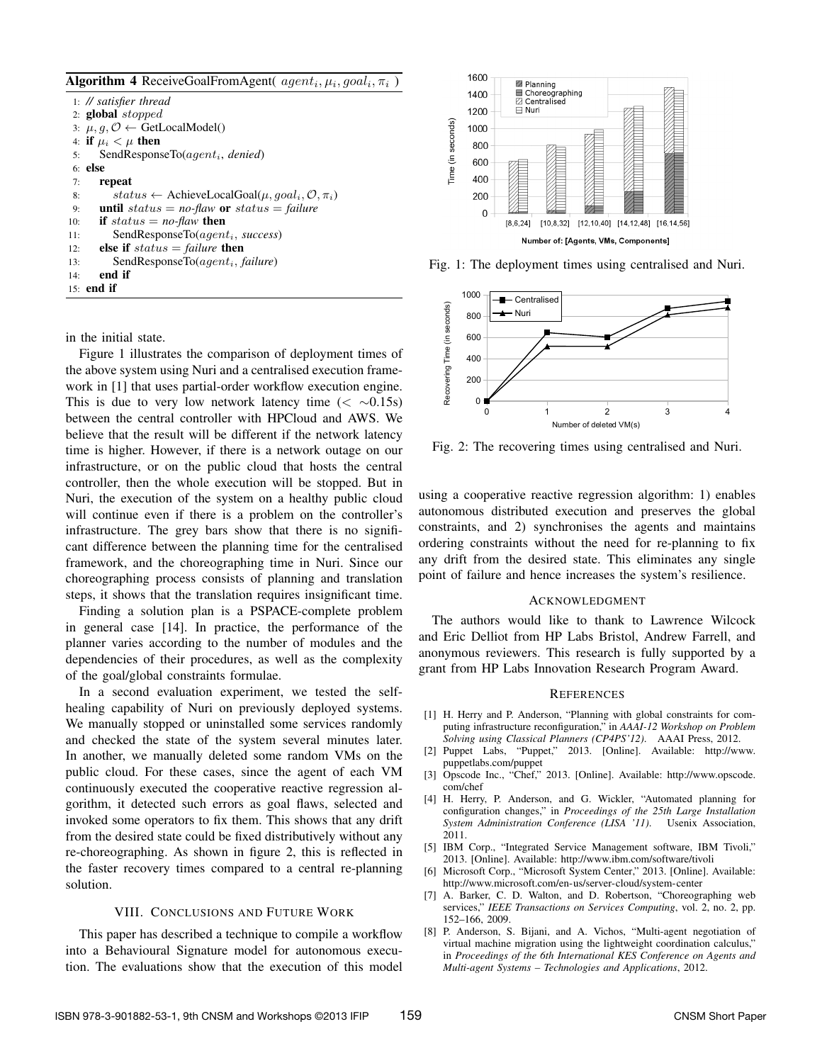**Algorithm 4** ReceiveGoalFromAgent( $agent_i, \mu_i, goal_i, \pi_i$ )

```
1: // satisfier thread
2: global stopped
3: μ, g, O ← GetLocalModel()
4: if μ_i < μ then
5:     SendResponseTo(agent_i, denied)
6: else
7:     repeat
8:         status ← AchieveLocalGoal(μ, goal_i, O, π_i)
9:     until status = no-flaw or status = failure
10:    if status = no-flaw then
11:        SendResponseTo(agent_i, success)
12:    else if status = failure then
13:        SendResponseTo(agent_i, failure)
14:    end if
15: end if
```

in the initial state.

Figure 1 illustrates the comparison of deployment times of the above system using Nuri and a centralised execution framework in [1] that uses partial-order workflow execution engine. This is due to very low network latency time ($< \sim 0.15$s) between the central controller with HPCloud and AWS. We believe that the result will be different if the network latency time is higher. However, if there is a network outage on our infrastructure, or on the public cloud that hosts the central controller, then the whole execution will be stopped. But in Nuri, the execution of the system on a healthy public cloud will continue even if there is a problem on the controller's infrastructure. The grey bars show that there is no significant difference between the planning time for the centralised framework, and the choreographing time in Nuri. Since our choreographing process consists of planning and translation steps, it shows that the translation requires insignificant time.

Finding a solution plan is a PSPACE-complete problem in general case [14]. In practice, the performance of the planner varies according to the number of modules and the dependencies of their procedures, as well as the complexity of the goal/global constraints formulae.

In a second evaluation experiment, we tested the self-healing capability of Nuri on previously deployed systems. We manually stopped or uninstalled some services randomly and checked the state of the system several minutes later. In another, we manually deleted some random VMs on the public cloud. For these cases, since the agent of each VM continuously executed the cooperative reactive regression algorithm, it detected such errors as goal flaws, selected and invoked some operators to fix them. This shows that any drift from the desired state could be fixed distributively without any re-choreographing. As shown in figure 2, this is reflected in the faster recovery times compared to a central re-planning solution.

Fig. 1: The deployment times using centralised and Nuri.

Fig. 2: The recovering times using centralised and Nuri.

## VIII. Conclusions and Future Work

This paper has described a technique to compile a workflow into a Behavioural Signature model for autonomous execution. The evaluations show that the execution of this model using a cooperative reactive regression algorithm: 1) enables autonomous distributed execution and preserves the global constraints, and 2) synchronises the agents and maintains ordering constraints without the need for re-planning to fix any drift from the desired state. This eliminates any single point of failure and hence increases the system's resilience.

## Acknowledgment

The authors would like to thank to Lawrence Wilcock and Eric Delliot from HP Labs Bristol, Andrew Farrell, and anonymous reviewers. This research is fully supported by a grant from HP Labs Innovation Research Program Award.

## References

[1] H. Herry and P. Anderson, "Planning with global constraints for computing infrastructure reconfiguration," in *AAAI-12 Workshop on Problem Solving using Classical Planners (CP4PS'12)*. AAAI Press, 2012.

[2] Puppet Labs, "Puppet," 2013. [Online]. Available: http://www.puppetlabs.com/puppet

[3] Opscode Inc., "Chef," 2013. [Online]. Available: http://www.opscode.com/chef

[4] H. Herry, P. Anderson, and G. Wickler, "Automated planning for configuration changes," in *Proceedings of the 25th Large Installation System Administration Conference (LISA '11)*. Usenix Association, 2011.

[5] IBM Corp., "Integrated Service Management software, IBM Tivoli," 2013. [Online]. Available: http://www.ibm.com/software/tivoli

[6] Microsoft Corp., "Microsoft System Center," 2013. [Online]. Available: http://www.microsoft.com/en-us/server-cloud/system-center

[7] A. Barker, C. D. Walton, and D. Robertson, "Choreographing web services," *IEEE Transactions on Services Computing*, vol. 2, no. 2, pp. 152–166, 2009.

[8] P. Anderson, S. Bijani, and A. Vichos, "Multi-agent negotiation of virtual machine migration using the lightweight coordination calculus," in *Proceedings of the 6th International KES Conference on Agents and Multi-agent Systems – Technologies and Applications*, 2012.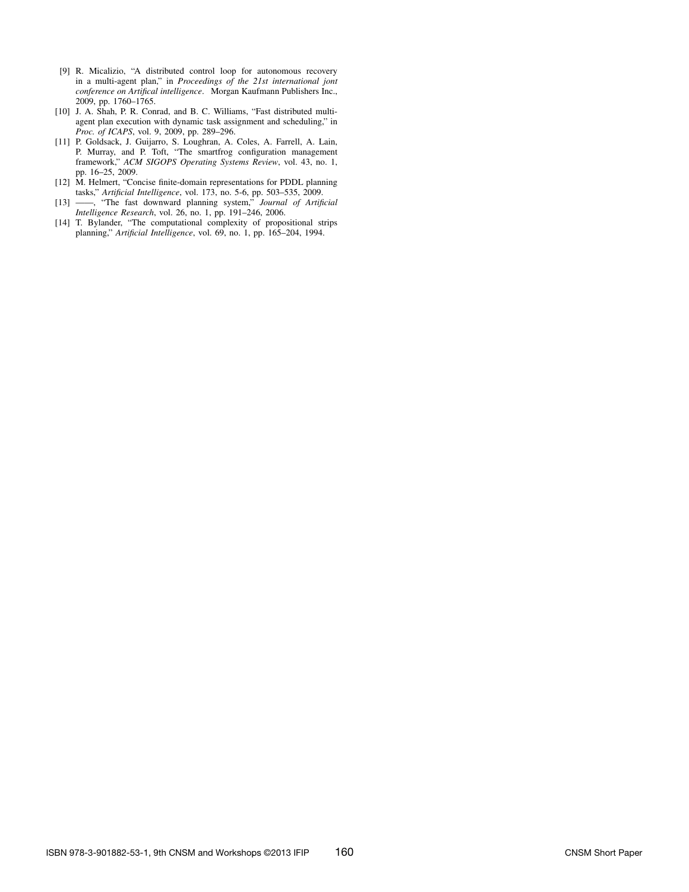[9] R. Micalizio, "A distributed control loop for autonomous recovery in a multi-agent plan," in *Proceedings of the 21st international jont conference on Artifical intelligence*. Morgan Kaufmann Publishers Inc., 2009, pp. 1760–1765.

[10] J. A. Shah, P. R. Conrad, and B. C. Williams, "Fast distributed multi-agent plan execution with dynamic task assignment and scheduling," in *Proc. of ICAPS*, vol. 9, 2009, pp. 289–296.

[11] P. Goldsack, J. Guijarro, S. Loughran, A. Coles, A. Farrell, A. Lain, P. Murray, and P. Toft, "The smartfrog configuration management framework," *ACM SIGOPS Operating Systems Review*, vol. 43, no. 1, pp. 16–25, 2009.

[12] M. Helmert, "Concise finite-domain representations for PDDL planning tasks," *Artificial Intelligence*, vol. 173, no. 5-6, pp. 503–535, 2009.

[13] ——, "The fast downward planning system," *Journal of Artificial Intelligence Research*, vol. 26, no. 1, pp. 191–246, 2006.

[14] T. Bylander, "The computational complexity of propositional strips planning," *Artificial Intelligence*, vol. 69, no. 1, pp. 165–204, 1994.